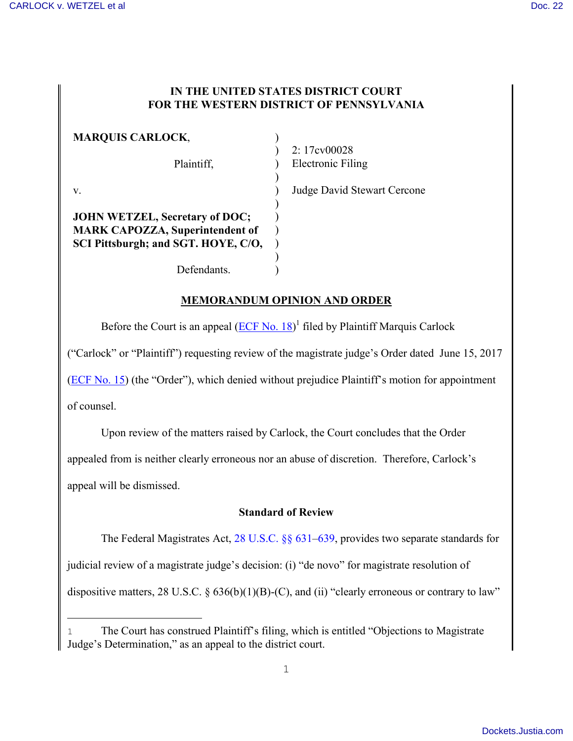# IN THE UNITED STATES DISTRICT COURT FOR THE WESTERN DISTRICT OF PENNSYLVANIA

| | | |
|---|---|---|
| **MARQUIS CARLOCK**, | ) | |
| | ) | 2: 17cv00028 |
| Plaintiff, | ) | Electronic Filing |
| | ) | |
| v. | ) | Judge David Stewart Cercone |
| | ) | |
| **JOHN WETZEL, Secretary of DOC; MARK CAPOZZA, Superintendent of SCI Pittsburgh; and SGT. HOYE, C/O,** | ) | |
| | ) | |
| Defendants. | ) | |

## MEMORANDUM OPINION AND ORDER

Before the Court is an appeal (ECF No. 18)[1] filed by Plaintiff Marquis Carlock ("Carlock" or "Plaintiff") requesting review of the magistrate judge's Order dated June 15, 2017 (ECF No. 15) (the "Order"), which denied without prejudice Plaintiff's motion for appointment of counsel.

Upon review of the matters raised by Carlock, the Court concludes that the Order appealed from is neither clearly erroneous nor an abuse of discretion. Therefore, Carlock's appeal will be dismissed.

### Standard of Review

The Federal Magistrates Act, 28 U.S.C. §§ 631–639, provides two separate standards for judicial review of a magistrate judge's decision: (i) "de novo" for magistrate resolution of dispositive matters, 28 U.S.C. § 636(b)(1)(B)-(C), and (ii) "clearly erroneous or contrary to law"

---

[1] The Court has construed Plaintiff's filing, which is entitled "Objections to Magistrate Judge's Determination," as an appeal to the district court.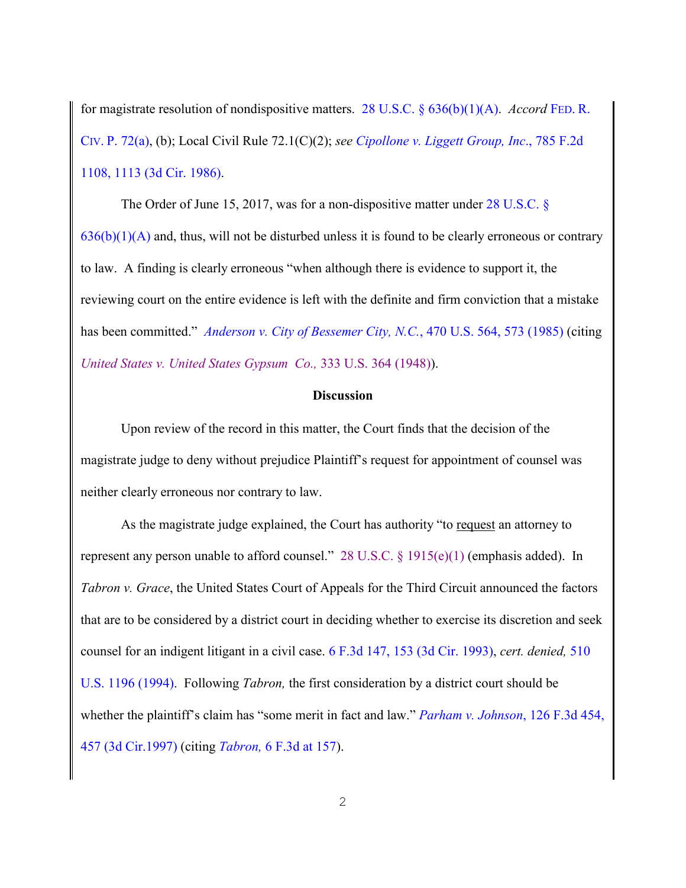for magistrate resolution of nondispositive matters. 28 U.S.C. § 636(b)(1)(A). *Accord* FED. R. CIV. P. 72(a), (b); Local Civil Rule 72.1(C)(2); *see Cipollone v. Liggett Group, Inc*., 785 F.2d 1108, 1113 (3d Cir. 1986).

The Order of June 15, 2017, was for a non-dispositive matter under 28 U.S.C. § 636(b)(1)(A) and, thus, will not be disturbed unless it is found to be clearly erroneous or contrary to law. A finding is clearly erroneous "when although there is evidence to support it, the reviewing court on the entire evidence is left with the definite and firm conviction that a mistake has been committed." *Anderson v. City of Bessemer City, N.C.*, 470 U.S. 564, 573 (1985) (citing *United States v. United States Gypsum Co.,* 333 U.S. 364 (1948)).

**Discussion**

Upon review of the record in this matter, the Court finds that the decision of the magistrate judge to deny without prejudice Plaintiff's request for appointment of counsel was neither clearly erroneous nor contrary to law.

As the magistrate judge explained, the Court has authority "to <u>request</u> an attorney to represent any person unable to afford counsel." 28 U.S.C. § 1915(e)(1) (emphasis added). In *Tabron v. Grace*, the United States Court of Appeals for the Third Circuit announced the factors that are to be considered by a district court in deciding whether to exercise its discretion and seek counsel for an indigent litigant in a civil case. 6 F.3d 147, 153 (3d Cir. 1993), *cert. denied,* 510 U.S. 1196 (1994). Following *Tabron,* the first consideration by a district court should be whether the plaintiff's claim has "some merit in fact and law." *Parham v. Johnson*, 126 F.3d 454, 457 (3d Cir.1997) (citing *Tabron,* 6 F.3d at 157).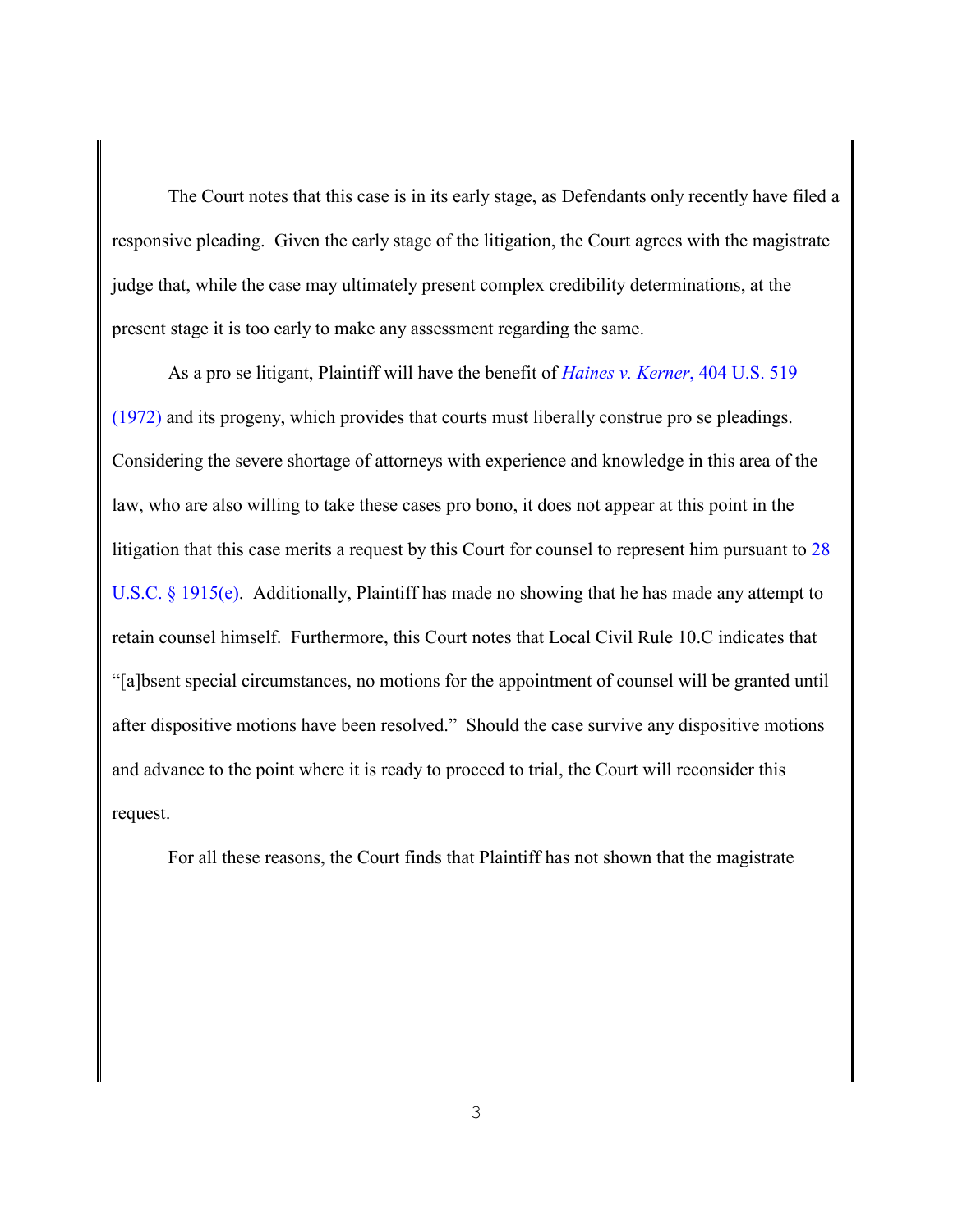The Court notes that this case is in its early stage, as Defendants only recently have filed a responsive pleading. Given the early stage of the litigation, the Court agrees with the magistrate judge that, while the case may ultimately present complex credibility determinations, at the present stage it is too early to make any assessment regarding the same.

As a pro se litigant, Plaintiff will have the benefit of *Haines v. Kerner*, 404 U.S. 519 (1972) and its progeny, which provides that courts must liberally construe pro se pleadings. Considering the severe shortage of attorneys with experience and knowledge in this area of the law, who are also willing to take these cases pro bono, it does not appear at this point in the litigation that this case merits a request by this Court for counsel to represent him pursuant to 28 U.S.C. § 1915(e). Additionally, Plaintiff has made no showing that he has made any attempt to retain counsel himself. Furthermore, this Court notes that Local Civil Rule 10.C indicates that "[a]bsent special circumstances, no motions for the appointment of counsel will be granted until after dispositive motions have been resolved." Should the case survive any dispositive motions and advance to the point where it is ready to proceed to trial, the Court will reconsider this request.

For all these reasons, the Court finds that Plaintiff has not shown that the magistrate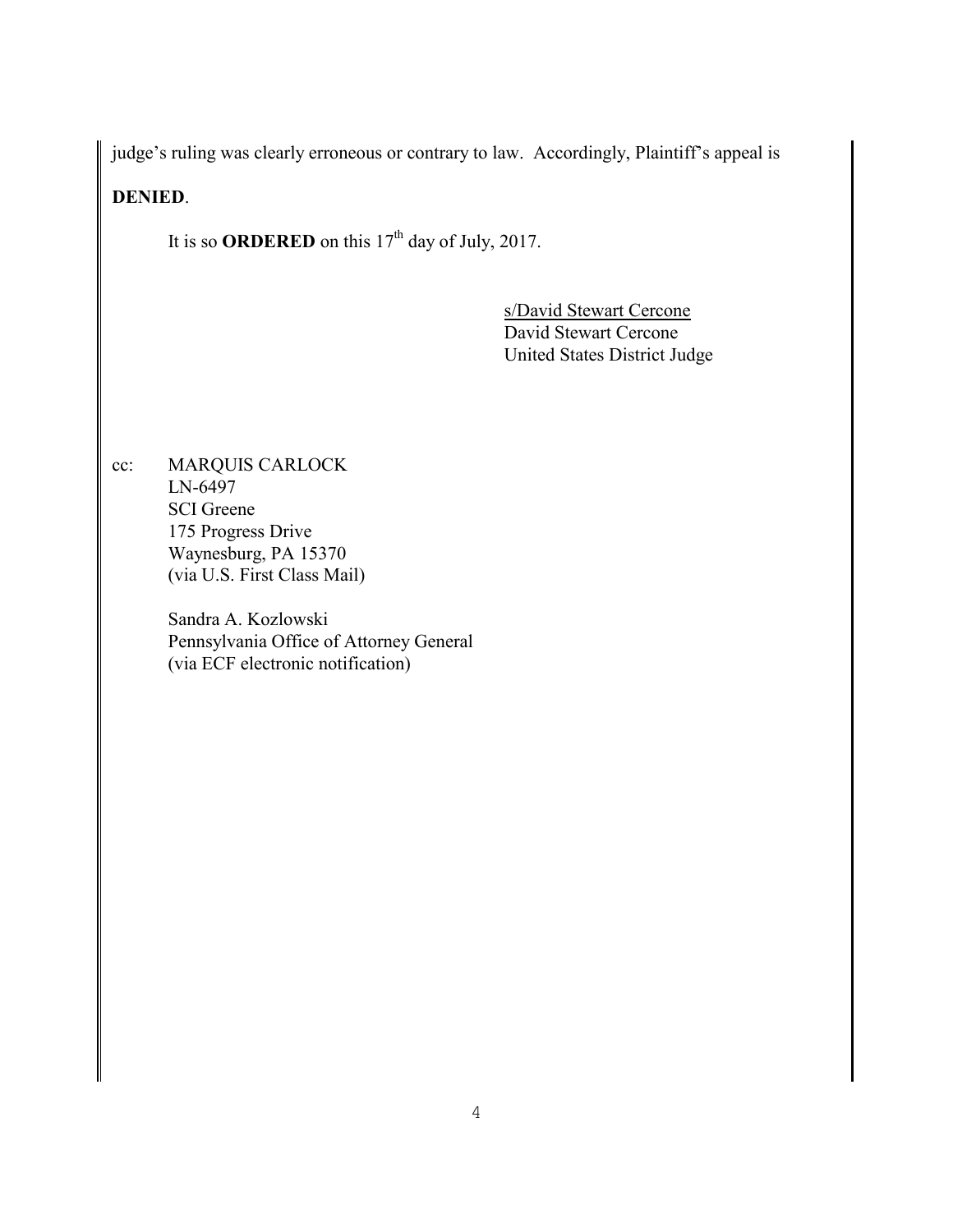judge's ruling was clearly erroneous or contrary to law. Accordingly, Plaintiff's appeal is

**DENIED**.

It is so **ORDERED** on this 17th day of July, 2017.

s/David Stewart Cercone
David Stewart Cercone
United States District Judge

cc: MARQUIS CARLOCK
LN-6497
SCI Greene
175 Progress Drive
Waynesburg, PA 15370
(via U.S. First Class Mail)

Sandra A. Kozlowski
Pennsylvania Office of Attorney General
(via ECF electronic notification)